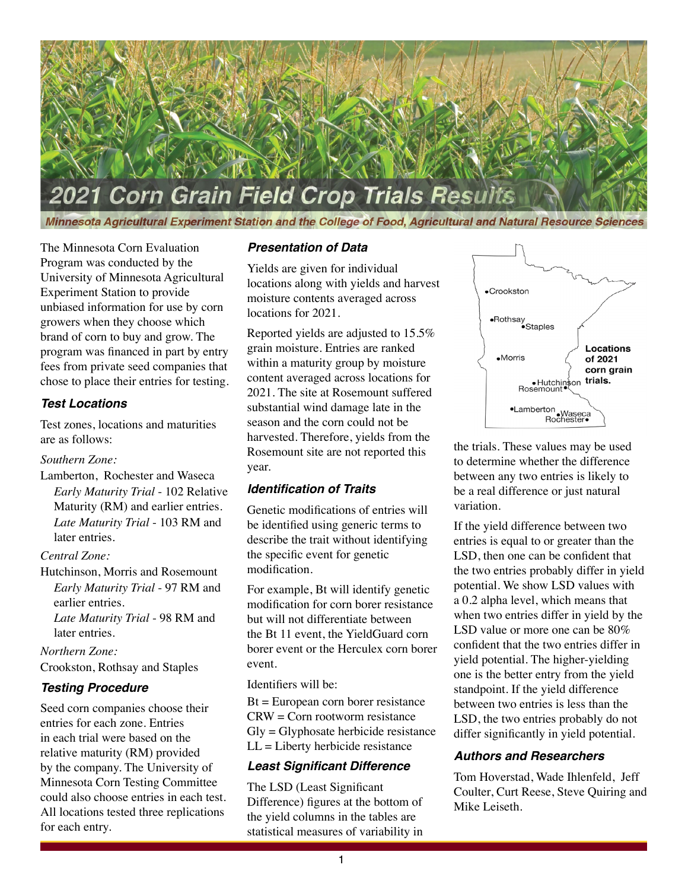# 2021 Corn Grain Field Crop Trials Results

*Minnesota Agricultural Experiment Station and the College of Food, Agricultural and Natural Resource Sciences*

The Minnesota Corn Evaluation Program was conducted by the University of Minnesota Agricultural Experiment Station to provide unbiased information for use by corn growers when they choose which brand of corn to buy and grow. The program was financed in part by entry fees from private seed companies that chose to place their entries for testing.

### Test Locations

Test zones, locations and maturities are as follows:

*Southern Zone:*

Lamberton, Rochester and Waseca
- *Early Maturity Trial* - 102 Relative Maturity (RM) and earlier entries.
- *Late Maturity Trial* - 103 RM and later entries.

*Central Zone:*

Hutchinson, Morris and Rosemount
- *Early Maturity Trial* - 97 RM and earlier entries.
- *Late Maturity Trial* - 98 RM and later entries.

*Northern Zone:*

Crookston, Rothsay and Staples

### Testing Procedure

Seed corn companies choose their entries for each zone. Entries in each trial were based on the relative maturity (RM) provided by the company. The University of Minnesota Corn Testing Committee could also choose entries in each test. All locations tested three replications for each entry.

### Presentation of Data

Yields are given for individual locations along with yields and harvest moisture contents averaged across locations for 2021.

Reported yields are adjusted to 15.5% grain moisture. Entries are ranked within a maturity group by moisture content averaged across locations for 2021. The site at Rosemount suffered substantial wind damage late in the season and the corn could not be harvested. Therefore, yields from the Rosemount site are not reported this year.

### Identification of Traits

Genetic modifications of entries will be identified using generic terms to describe the trait without identifying the specific event for genetic modification.

For example, Bt will identify genetic modification for corn borer resistance but will not differentiate between the Bt 11 event, the YieldGuard corn borer event or the Herculex corn borer event.

Identifiers will be:

Bt = European corn borer resistance
CRW = Corn rootworm resistance
Gly = Glyphosate herbicide resistance
LL = Liberty herbicide resistance

### Least Significant Difference

The LSD (Least Significant Difference) figures at the bottom of the yield columns in the tables are statistical measures of variability in the trials. These values may be used to determine whether the difference between any two entries is likely to be a real difference or just natural variation.

If the yield difference between two entries is equal to or greater than the LSD, then one can be confident that the two entries probably differ in yield potential. We show LSD values with a 0.2 alpha level, which means that when two entries differ in yield by the LSD value or more one can be 80% confident that the two entries differ in yield potential. The higher-yielding one is the better entry from the yield standpoint. If the yield difference between two entries is less than the LSD, the two entries probably do not differ significantly in yield potential.

Crookston
Rothsay
Staples
Morris
Hutchinson
Rosemount
Lamberton
Waseca
Rochester

**Locations of 2021 corn grain trials.**

### Authors and Researchers

Tom Hoverstad, Wade Ihlenfeld, Jeff Coulter, Curt Reese, Steve Quiring and Mike Leiseth.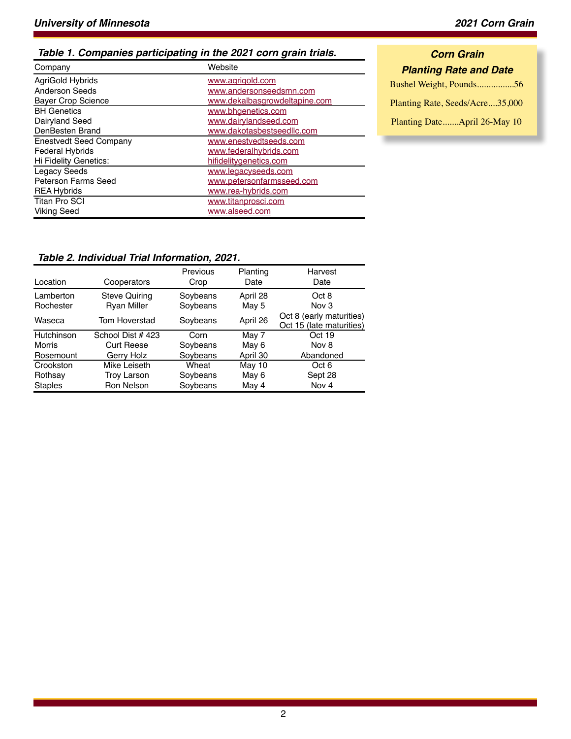### *Table 1. Companies participating in the 2021 corn grain trials.*

| Company | Website |
|---|---|
| AgriGold Hybrids | www.agrigold.com |
| Anderson Seeds | www.andersonseedsmn.com |
| Bayer Crop Science | www.dekalbasgrowdeltapine.com |
| BH Genetics | www.bhgenetics.com |
| Dairyland Seed | www.dairylandseed.com |
| DenBesten Brand | www.dakotasbestseedllc.com |
| Enestvedt Seed Company | www.enestvedtseeds.com |
| Federal Hybrids | www.federalhybrids.com |
| Hi Fidelity Genetics: | hifidelitygenetics.com |
| Legacy Seeds | www.legacyseeds.com |
| Peterson Farms Seed | www.petersonfarmsseed.com |
| REA Hybrids | www.rea-hybrids.com |
| Titan Pro SCI | www.titanprosci.com |
| Viking Seed | www.alseed.com |

### *Corn Grain Planting Rate and Date*

Bushel Weight, Pounds................56

Planting Rate, Seeds/Acre....35,000

Planting Date.......April 26-May 10

### *Table 2. Individual Trial Information, 2021.*

| Location | Cooperators | Previous Crop | Planting Date | Harvest Date |
|---|---|---|---|---|
| Lamberton | Steve Quiring | Soybeans | April 28 | Oct 8 |
| Rochester | Ryan Miller | Soybeans | May 5 | Nov 3 |
| Waseca | Tom Hoverstad | Soybeans | April 26 | Oct 8 (early maturities) Oct 15 (late maturities) |
| Hutchinson | School Dist # 423 | Corn | May 7 | Oct 19 |
| Morris | Curt Reese | Soybeans | May 6 | Nov 8 |
| Rosemount | Gerry Holz | Soybeans | April 30 | Abandoned |
| Crookston | Mike Leiseth | Wheat | May 10 | Oct 6 |
| Rothsay | Troy Larson | Soybeans | May 6 | Sept 28 |
| Staples | Ron Nelson | Soybeans | May 4 | Nov 4 |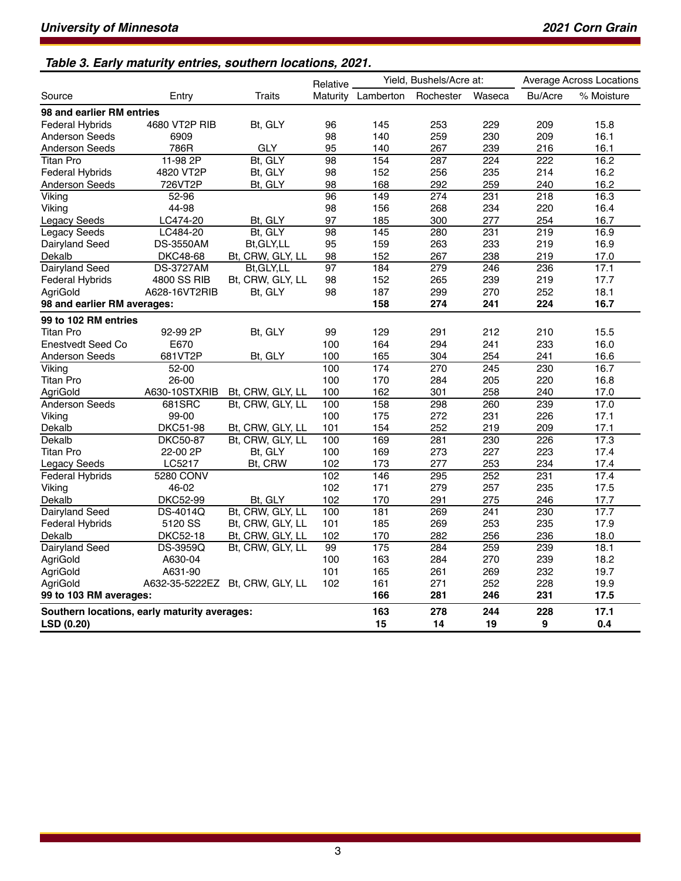### *Table 3. Early maturity entries, southern locations, 2021.*

| Source | Entry | Traits | Relative Maturity | Yield, Bushels/Acre at: Lamberton | Rochester | Waseca | Average Across Locations Bu/Acre | % Moisture |
|---|---|---|---|---|---|---|---|---|
| **98 and earlier RM entries** | | | | | | | | |
| Federal Hybrids | 4680 VT2P RIB | Bt, GLY | 96 | 145 | 253 | 229 | 209 | 15.8 |
| Anderson Seeds | 6909 | | 98 | 140 | 259 | 230 | 209 | 16.1 |
| Anderson Seeds | 786R | GLY | 95 | 140 | 267 | 239 | 216 | 16.1 |
| Titan Pro | 11-98 2P | Bt, GLY | 98 | 154 | 287 | 224 | 222 | 16.2 |
| Federal Hybrids | 4820 VT2P | Bt, GLY | 98 | 152 | 256 | 235 | 214 | 16.2 |
| Anderson Seeds | 726VT2P | Bt, GLY | 98 | 168 | 292 | 259 | 240 | 16.2 |
| Viking | 52-96 | | 96 | 149 | 274 | 231 | 218 | 16.3 |
| Viking | 44-98 | | 98 | 156 | 268 | 234 | 220 | 16.4 |
| Legacy Seeds | LC474-20 | Bt, GLY | 97 | 185 | 300 | 277 | 254 | 16.7 |
| Legacy Seeds | LC484-20 | Bt, GLY | 98 | 145 | 280 | 231 | 219 | 16.9 |
| Dairyland Seed | DS-3550AM | Bt,GLY,LL | 95 | 159 | 263 | 233 | 219 | 16.9 |
| Dekalb | DKC48-68 | Bt, CRW, GLY, LL | 98 | 152 | 267 | 238 | 219 | 17.0 |
| Dairyland Seed | DS-3727AM | Bt,GLY,LL | 97 | 184 | 279 | 246 | 236 | 17.1 |
| Federal Hybrids | 4800 SS RIB | Bt, CRW, GLY, LL | 98 | 152 | 265 | 239 | 219 | 17.7 |
| AgriGold | A628-16VT2RIB | Bt, GLY | 98 | 187 | 299 | 270 | 252 | 18.1 |
| **98 and earlier RM averages:** | | | | **158** | **274** | **241** | **224** | **16.7** |
| **99 to 102 RM entries** | | | | | | | | |
| Titan Pro | 92-99 2P | Bt, GLY | 99 | 129 | 291 | 212 | 210 | 15.5 |
| Enestvedt Seed Co | E670 | | 100 | 164 | 294 | 241 | 233 | 16.0 |
| Anderson Seeds | 681VT2P | Bt, GLY | 100 | 165 | 304 | 254 | 241 | 16.6 |
| Viking | 52-00 | | 100 | 174 | 270 | 245 | 230 | 16.7 |
| Titan Pro | 26-00 | | 100 | 170 | 284 | 205 | 220 | 16.8 |
| AgriGold | A630-10STXRIB | Bt, CRW, GLY, LL | 100 | 162 | 301 | 258 | 240 | 17.0 |
| Anderson Seeds | 681SRC | Bt, CRW, GLY, LL | 100 | 158 | 298 | 260 | 239 | 17.0 |
| Viking | 99-00 | | 100 | 175 | 272 | 231 | 226 | 17.1 |
| Dekalb | DKC51-98 | Bt, CRW, GLY, LL | 101 | 154 | 252 | 219 | 209 | 17.1 |
| Dekalb | DKC50-87 | Bt, CRW, GLY, LL | 100 | 169 | 281 | 230 | 226 | 17.3 |
| Titan Pro | 22-00 2P | Bt, GLY | 100 | 169 | 273 | 227 | 223 | 17.4 |
| Legacy Seeds | LC5217 | Bt, CRW | 102 | 173 | 277 | 253 | 234 | 17.4 |
| Federal Hybrids | 5280 CONV | | 102 | 146 | 295 | 252 | 231 | 17.4 |
| Viking | 46-02 | | 102 | 171 | 279 | 257 | 235 | 17.5 |
| Dekalb | DKC52-99 | Bt, GLY | 102 | 170 | 291 | 275 | 246 | 17.7 |
| Dairyland Seed | DS-4014Q | Bt, CRW, GLY, LL | 100 | 181 | 269 | 241 | 230 | 17.7 |
| Federal Hybrids | 5120 SS | Bt, CRW, GLY, LL | 101 | 185 | 269 | 253 | 235 | 17.9 |
| Dekalb | DKC52-18 | Bt, CRW, GLY, LL | 102 | 170 | 282 | 256 | 236 | 18.0 |
| Dairyland Seed | DS-3959Q | Bt, CRW, GLY, LL | 99 | 175 | 284 | 259 | 239 | 18.1 |
| AgriGold | A630-04 | | 100 | 163 | 284 | 270 | 239 | 18.2 |
| AgriGold | A631-90 | | 101 | 165 | 261 | 269 | 232 | 19.7 |
| AgriGold | A632-35-5222EZ | Bt, CRW, GLY, LL | 102 | 161 | 271 | 252 | 228 | 19.9 |
| **99 to 103 RM averages:** | | | | **166** | **281** | **246** | **231** | **17.5** |
| **Southern locations, early maturity averages:** | | | | **163** | **278** | **244** | **228** | **17.1** |
| **LSD (0.20)** | | | | **15** | **14** | **19** | **9** | **0.4** |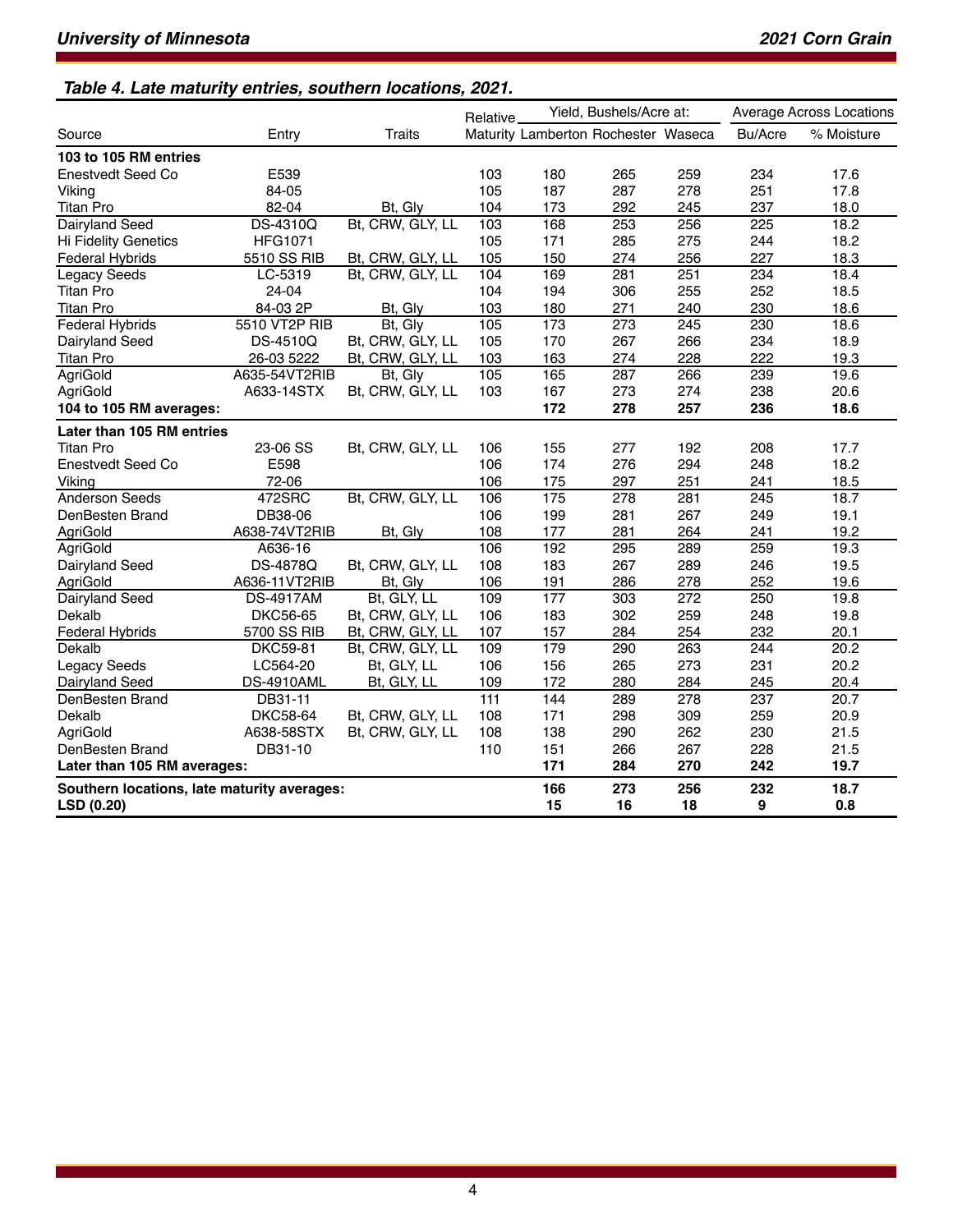### *Table 4. Late maturity entries, southern locations, 2021.*

| Source | Entry | Traits | Relative Maturity | Yield, Bushels/Acre at: Lamberton | Rochester | Waseca | Average Across Locations Bu/Acre | % Moisture |
|---|---|---|---|---|---|---|---|---|
| **103 to 105 RM entries** | | | | | | | | |
| Enestvedt Seed Co | E539 | | 103 | 180 | 265 | 259 | 234 | 17.6 |
| Viking | 84-05 | | 105 | 187 | 287 | 278 | 251 | 17.8 |
| Titan Pro | 82-04 | Bt, Gly | 104 | 173 | 292 | 245 | 237 | 18.0 |
| Dairyland Seed | DS-4310Q | Bt, CRW, GLY, LL | 103 | 168 | 253 | 256 | 225 | 18.2 |
| Hi Fidelity Genetics | HFG1071 | | 105 | 171 | 285 | 275 | 244 | 18.2 |
| Federal Hybrids | 5510 SS RIB | Bt, CRW, GLY, LL | 105 | 150 | 274 | 256 | 227 | 18.3 |
| Legacy Seeds | LC-5319 | Bt, CRW, GLY, LL | 104 | 169 | 281 | 251 | 234 | 18.4 |
| Titan Pro | 24-04 | | 104 | 194 | 306 | 255 | 252 | 18.5 |
| Titan Pro | 84-03 2P | Bt, Gly | 103 | 180 | 271 | 240 | 230 | 18.6 |
| Federal Hybrids | 5510 VT2P RIB | Bt, Gly | 105 | 173 | 273 | 245 | 230 | 18.6 |
| Dairyland Seed | DS-4510Q | Bt, CRW, GLY, LL | 105 | 170 | 267 | 266 | 234 | 18.9 |
| Titan Pro | 26-03 5222 | Bt, CRW, GLY, LL | 103 | 163 | 274 | 228 | 222 | 19.3 |
| AgriGold | A635-54VT2RIB | Bt, Gly | 105 | 165 | 287 | 266 | 239 | 19.6 |
| AgriGold | A633-14STX | Bt, CRW, GLY, LL | 103 | 167 | 273 | 274 | 238 | 20.6 |
| **104 to 105 RM averages:** | | | | **172** | **278** | **257** | **236** | **18.6** |
| **Later than 105 RM entries** | | | | | | | | |
| Titan Pro | 23-06 SS | Bt, CRW, GLY, LL | 106 | 155 | 277 | 192 | 208 | 17.7 |
| Enestvedt Seed Co | E598 | | 106 | 174 | 276 | 294 | 248 | 18.2 |
| Viking | 72-06 | | 106 | 175 | 297 | 251 | 241 | 18.5 |
| Anderson Seeds | 472SRC | Bt, CRW, GLY, LL | 106 | 175 | 278 | 281 | 245 | 18.7 |
| DenBesten Brand | DB38-06 | | 106 | 199 | 281 | 267 | 249 | 19.1 |
| AgriGold | A638-74VT2RIB | Bt, Gly | 108 | 177 | 281 | 264 | 241 | 19.2 |
| AgriGold | A636-16 | | 106 | 192 | 295 | 289 | 259 | 19.3 |
| Dairyland Seed | DS-4878Q | Bt, CRW, GLY, LL | 108 | 183 | 267 | 289 | 246 | 19.5 |
| AgriGold | A636-11VT2RIB | Bt, Gly | 106 | 191 | 286 | 278 | 252 | 19.6 |
| Dairyland Seed | DS-4917AM | Bt, GLY, LL | 109 | 177 | 303 | 272 | 250 | 19.8 |
| Dekalb | DKC56-65 | Bt, CRW, GLY, LL | 106 | 183 | 302 | 259 | 248 | 19.8 |
| Federal Hybrids | 5700 SS RIB | Bt, CRW, GLY, LL | 107 | 157 | 284 | 254 | 232 | 20.1 |
| Dekalb | DKC59-81 | Bt, CRW, GLY, LL | 109 | 179 | 290 | 263 | 244 | 20.2 |
| Legacy Seeds | LC564-20 | Bt, GLY, LL | 106 | 156 | 265 | 273 | 231 | 20.2 |
| Dairyland Seed | DS-4910AML | Bt, GLY, LL | 109 | 172 | 280 | 284 | 245 | 20.4 |
| DenBesten Brand | DB31-11 | | 111 | 144 | 289 | 278 | 237 | 20.7 |
| Dekalb | DKC58-64 | Bt, CRW, GLY, LL | 108 | 171 | 298 | 309 | 259 | 20.9 |
| AgriGold | A638-58STX | Bt, CRW, GLY, LL | 108 | 138 | 290 | 262 | 230 | 21.5 |
| DenBesten Brand | DB31-10 | | 110 | 151 | 266 | 267 | 228 | 21.5 |
| **Later than 105 RM averages:** | | | | **171** | **284** | **270** | **242** | **19.7** |
| **Southern locations, late maturity averages:** | | | | **166** | **273** | **256** | **232** | **18.7** |
| **LSD (0.20)** | | | | **15** | **16** | **18** | **9** | **0.8** |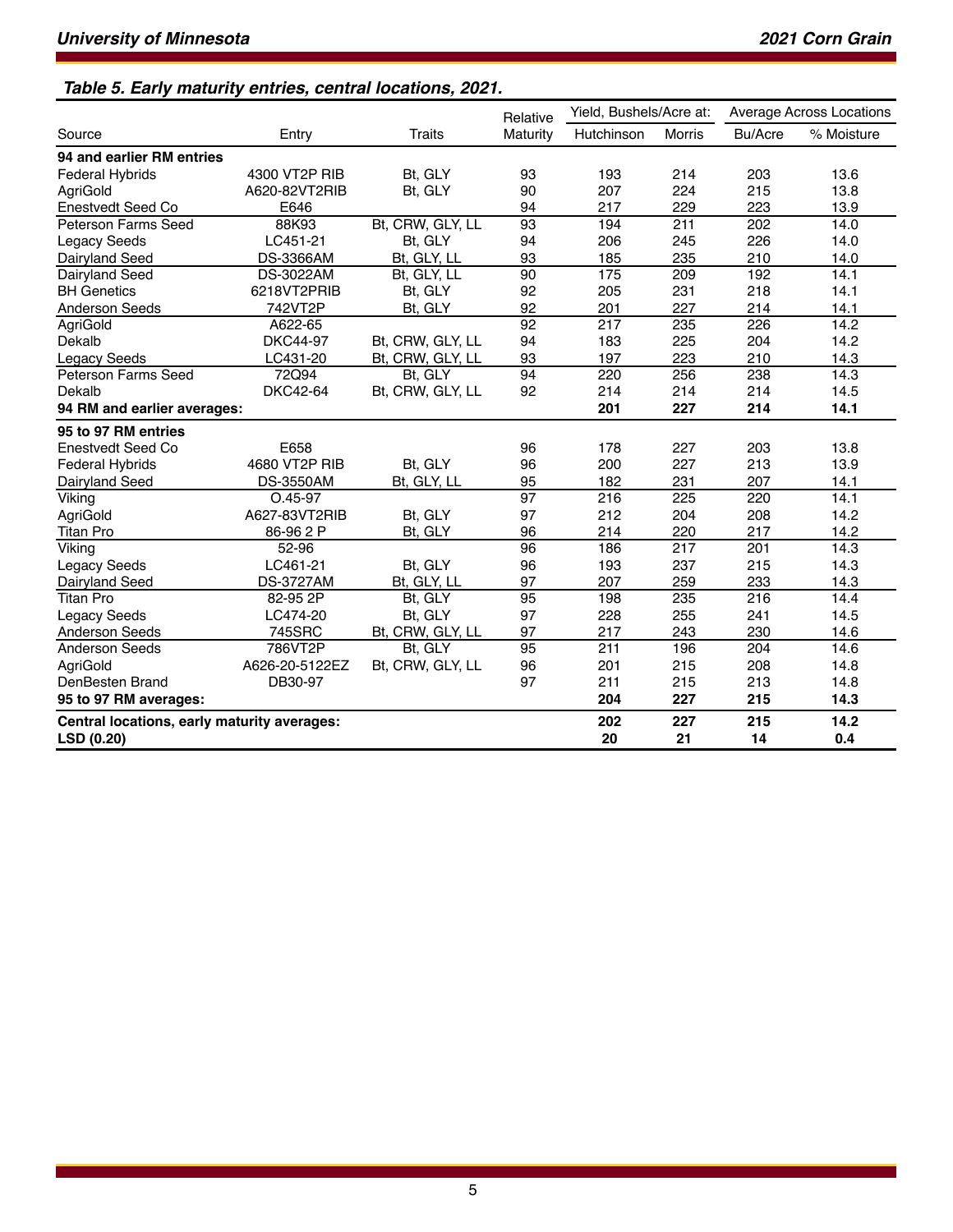### *Table 5. Early maturity entries, central locations, 2021.*

| Source | Entry | Traits | Relative Maturity | Yield, Bushels/Acre at: | | Average Across Locations | |
|---|---|---|---|---|---|---|---|
| | | | | Hutchinson | Morris | Bu/Acre | % Moisture |
| **94 and earlier RM entries** | | | | | | | |
| Federal Hybrids | 4300 VT2P RIB | Bt, GLY | 93 | 193 | 214 | 203 | 13.6 |
| AgriGold | A620-82VT2RIB | Bt, GLY | 90 | 207 | 224 | 215 | 13.8 |
| Enestvedt Seed Co | E646 | | 94 | 217 | 229 | 223 | 13.9 |
| Peterson Farms Seed | 88K93 | Bt, CRW, GLY, LL | 93 | 194 | 211 | 202 | 14.0 |
| Legacy Seeds | LC451-21 | Bt, GLY | 94 | 206 | 245 | 226 | 14.0 |
| Dairyland Seed | DS-3366AM | Bt, GLY, LL | 93 | 185 | 235 | 210 | 14.0 |
| Dairyland Seed | DS-3022AM | Bt, GLY, LL | 90 | 175 | 209 | 192 | 14.1 |
| BH Genetics | 6218VT2PRIB | Bt, GLY | 92 | 205 | 231 | 218 | 14.1 |
| Anderson Seeds | 742VT2P | Bt, GLY | 92 | 201 | 227 | 214 | 14.1 |
| AgriGold | A622-65 | | 92 | 217 | 235 | 226 | 14.2 |
| Dekalb | DKC44-97 | Bt, CRW, GLY, LL | 94 | 183 | 225 | 204 | 14.2 |
| Legacy Seeds | LC431-20 | Bt, CRW, GLY, LL | 93 | 197 | 223 | 210 | 14.3 |
| Peterson Farms Seed | 72Q94 | Bt, GLY | 94 | 220 | 256 | 238 | 14.3 |
| Dekalb | DKC42-64 | Bt, CRW, GLY, LL | 92 | 214 | 214 | 214 | 14.5 |
| **94 RM and earlier averages:** | | | | **201** | **227** | **214** | **14.1** |
| **95 to 97 RM entries** | | | | | | | |
| Enestvedt Seed Co | E658 | | 96 | 178 | 227 | 203 | 13.8 |
| Federal Hybrids | 4680 VT2P RIB | Bt, GLY | 96 | 200 | 227 | 213 | 13.9 |
| Dairyland Seed | DS-3550AM | Bt, GLY, LL | 95 | 182 | 231 | 207 | 14.1 |
| Viking | O.45-97 | | 97 | 216 | 225 | 220 | 14.1 |
| AgriGold | A627-83VT2RIB | Bt, GLY | 97 | 212 | 204 | 208 | 14.2 |
| Titan Pro | 86-96 2 P | Bt, GLY | 96 | 214 | 220 | 217 | 14.2 |
| Viking | 52-96 | | 96 | 186 | 217 | 201 | 14.3 |
| Legacy Seeds | LC461-21 | Bt, GLY | 96 | 193 | 237 | 215 | 14.3 |
| Dairyland Seed | DS-3727AM | Bt, GLY, LL | 97 | 207 | 259 | 233 | 14.3 |
| Titan Pro | 82-95 2P | Bt, GLY | 95 | 198 | 235 | 216 | 14.4 |
| Legacy Seeds | LC474-20 | Bt, GLY | 97 | 228 | 255 | 241 | 14.5 |
| Anderson Seeds | 745SRC | Bt, CRW, GLY, LL | 97 | 217 | 243 | 230 | 14.6 |
| Anderson Seeds | 786VT2P | Bt, GLY | 95 | 211 | 196 | 204 | 14.6 |
| AgriGold | A626-20-5122EZ | Bt, CRW, GLY, LL | 96 | 201 | 215 | 208 | 14.8 |
| DenBesten Brand | DB30-97 | | 97 | 211 | 215 | 213 | 14.8 |
| **95 to 97 RM averages:** | | | | **204** | **227** | **215** | **14.3** |
| **Central locations, early maturity averages:** | | | | **202** | **227** | **215** | **14.2** |
| **LSD (0.20)** | | | | **20** | **21** | **14** | **0.4** |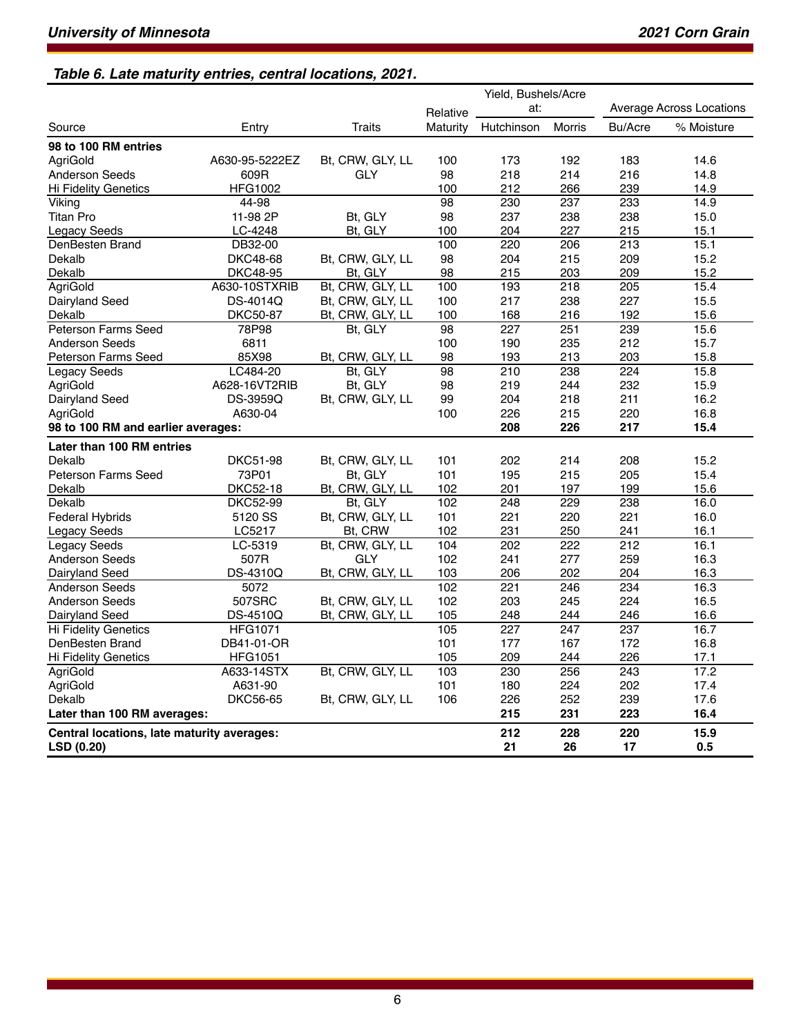### *Table 6. Late maturity entries, central locations, 2021.*

| Source | Entry | Traits | Relative Maturity | Yield, Bushels/Acre at: Hutchinson | Morris | Average Across Locations Bu/Acre | % Moisture |
|---|---|---|---|---|---|---|---|
| **98 to 100 RM entries** | | | | | | | |
| AgriGold | A630-95-5222EZ | Bt, CRW, GLY, LL | 100 | 173 | 192 | 183 | 14.6 |
| Anderson Seeds | 609R | GLY | 98 | 218 | 214 | 216 | 14.8 |
| Hi Fidelity Genetics | HFG1002 | | 100 | 212 | 266 | 239 | 14.9 |
| Viking | 44-98 | | 98 | 230 | 237 | 233 | 14.9 |
| Titan Pro | 11-98 2P | Bt, GLY | 98 | 237 | 238 | 238 | 15.0 |
| Legacy Seeds | LC-4248 | Bt, GLY | 100 | 204 | 227 | 215 | 15.1 |
| DenBesten Brand | DB32-00 | | 100 | 220 | 206 | 213 | 15.1 |
| Dekalb | DKC48-68 | Bt, CRW, GLY, LL | 98 | 204 | 215 | 209 | 15.2 |
| Dekalb | DKC48-95 | Bt, GLY | 98 | 215 | 203 | 209 | 15.2 |
| AgriGold | A630-10STXRIB | Bt, CRW, GLY, LL | 100 | 193 | 218 | 205 | 15.4 |
| Dairyland Seed | DS-4014Q | Bt, CRW, GLY, LL | 100 | 217 | 238 | 227 | 15.5 |
| Dekalb | DKC50-87 | Bt, CRW, GLY, LL | 100 | 168 | 216 | 192 | 15.6 |
| Peterson Farms Seed | 78P98 | Bt, GLY | 98 | 227 | 251 | 239 | 15.6 |
| Anderson Seeds | 6811 | | 100 | 190 | 235 | 212 | 15.7 |
| Peterson Farms Seed | 85X98 | Bt, CRW, GLY, LL | 98 | 193 | 213 | 203 | 15.8 |
| Legacy Seeds | LC484-20 | Bt, GLY | 98 | 210 | 238 | 224 | 15.8 |
| AgriGold | A628-16VT2RIB | Bt, GLY | 98 | 219 | 244 | 232 | 15.9 |
| Dairyland Seed | DS-3959Q | Bt, CRW, GLY, LL | 99 | 204 | 218 | 211 | 16.2 |
| AgriGold | A630-04 | | 100 | 226 | 215 | 220 | 16.8 |
| **98 to 100 RM and earlier averages:** | | | | **208** | **226** | **217** | **15.4** |
| **Later than 100 RM entries** | | | | | | | |
| Dekalb | DKC51-98 | Bt, CRW, GLY, LL | 101 | 202 | 214 | 208 | 15.2 |
| Peterson Farms Seed | 73P01 | Bt, GLY | 101 | 195 | 215 | 205 | 15.4 |
| Dekalb | DKC52-18 | Bt, CRW, GLY, LL | 102 | 201 | 197 | 199 | 15.6 |
| Dekalb | DKC52-99 | Bt, GLY | 102 | 248 | 229 | 238 | 16.0 |
| Federal Hybrids | 5120 SS | Bt, CRW, GLY, LL | 101 | 221 | 220 | 221 | 16.0 |
| Legacy Seeds | LC5217 | Bt, CRW | 102 | 231 | 250 | 241 | 16.1 |
| Legacy Seeds | LC-5319 | Bt, CRW, GLY, LL | 104 | 202 | 222 | 212 | 16.1 |
| Anderson Seeds | 507R | GLY | 102 | 241 | 277 | 259 | 16.3 |
| Dairyland Seed | DS-4310Q | Bt, CRW, GLY, LL | 103 | 206 | 202 | 204 | 16.3 |
| Anderson Seeds | 5072 | | 102 | 221 | 246 | 234 | 16.3 |
| Anderson Seeds | 507SRC | Bt, CRW, GLY, LL | 102 | 203 | 245 | 224 | 16.5 |
| Dairyland Seed | DS-4510Q | Bt, CRW, GLY, LL | 105 | 248 | 244 | 246 | 16.6 |
| Hi Fidelity Genetics | HFG1071 | | 105 | 227 | 247 | 237 | 16.7 |
| DenBesten Brand | DB41-01-OR | | 101 | 177 | 167 | 172 | 16.8 |
| Hi Fidelity Genetics | HFG1051 | | 105 | 209 | 244 | 226 | 17.1 |
| AgriGold | A633-14STX | Bt, CRW, GLY, LL | 103 | 230 | 256 | 243 | 17.2 |
| AgriGold | A631-90 | | 101 | 180 | 224 | 202 | 17.4 |
| Dekalb | DKC56-65 | Bt, CRW, GLY, LL | 106 | 226 | 252 | 239 | 17.6 |
| **Later than 100 RM averages:** | | | | **215** | **231** | **223** | **16.4** |
| **Central locations, late maturity averages:** | | | | **212** | **228** | **220** | **15.9** |
| **LSD (0.20)** | | | | **21** | **26** | **17** | **0.5** |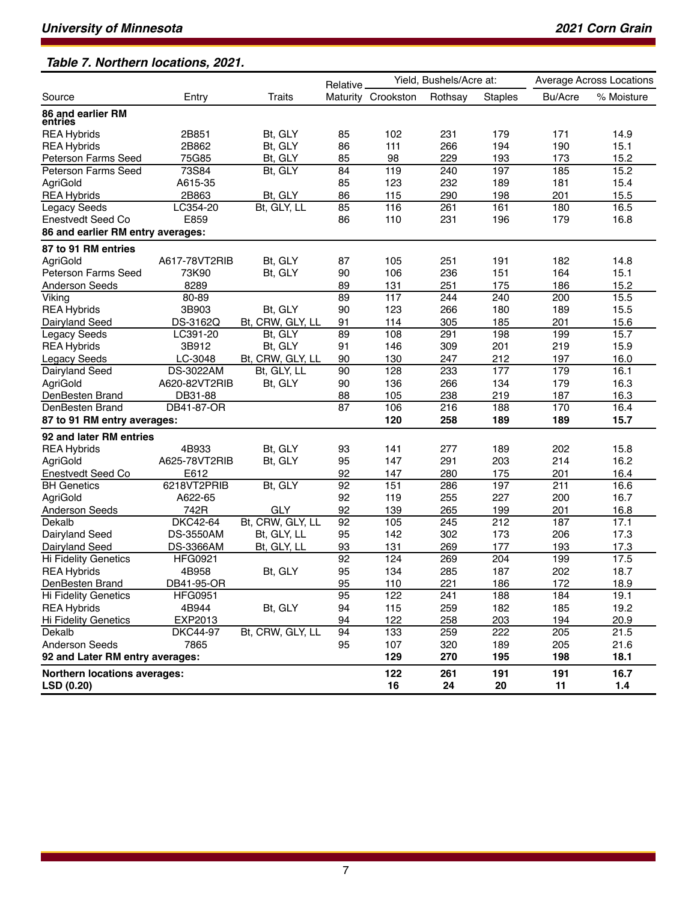### Table 7. Northern locations, 2021.

| Source | Entry | Traits | Relative Maturity | Yield, Bushels/Acre at: Crookston | Rothsay | Staples | Average Across Locations Bu/Acre | % Moisture |
|---|---|---|---|---|---|---|---|---|
| **86 and earlier RM entries** | | | | | | | | |
| REA Hybrids | 2B851 | Bt, GLY | 85 | 102 | 231 | 179 | 171 | 14.9 |
| REA Hybrids | 2B862 | Bt, GLY | 86 | 111 | 266 | 194 | 190 | 15.1 |
| Peterson Farms Seed | 75G85 | Bt, GLY | 85 | 98 | 229 | 193 | 173 | 15.2 |
| Peterson Farms Seed | 73S84 | Bt, GLY | 84 | 119 | 240 | 197 | 185 | 15.2 |
| AgriGold | A615-35 | | 85 | 123 | 232 | 189 | 181 | 15.4 |
| REA Hybrids | 2B863 | Bt, GLY | 86 | 115 | 290 | 198 | 201 | 15.5 |
| Legacy Seeds | LC354-20 | Bt, GLY, LL | 85 | 116 | 261 | 161 | 180 | 16.5 |
| Enestvedt Seed Co | E859 | | 86 | 110 | 231 | 196 | 179 | 16.8 |
| **86 and earlier RM entry averages:** | | | | | | | | |
| **87 to 91 RM entries** | | | | | | | | |
| AgriGold | A617-78VT2RIB | Bt, GLY | 87 | 105 | 251 | 191 | 182 | 14.8 |
| Peterson Farms Seed | 73K90 | Bt, GLY | 90 | 106 | 236 | 151 | 164 | 15.1 |
| Anderson Seeds | 8289 | | 89 | 131 | 251 | 175 | 186 | 15.2 |
| Viking | 80-89 | | 89 | 117 | 244 | 240 | 200 | 15.5 |
| REA Hybrids | 3B903 | Bt, GLY | 90 | 123 | 266 | 180 | 189 | 15.5 |
| Dairyland Seed | DS-3162Q | Bt, CRW, GLY, LL | 91 | 114 | 305 | 185 | 201 | 15.6 |
| Legacy Seeds | LC391-20 | Bt, GLY | 89 | 108 | 291 | 198 | 199 | 15.7 |
| REA Hybrids | 3B912 | Bt, GLY | 91 | 146 | 309 | 201 | 219 | 15.9 |
| Legacy Seeds | LC-3048 | Bt, CRW, GLY, LL | 90 | 130 | 247 | 212 | 197 | 16.0 |
| Dairyland Seed | DS-3022AM | Bt, GLY, LL | 90 | 128 | 233 | 177 | 179 | 16.1 |
| AgriGold | A620-82VT2RIB | Bt, GLY | 90 | 136 | 266 | 134 | 179 | 16.3 |
| DenBesten Brand | DB31-88 | | 88 | 105 | 238 | 219 | 187 | 16.3 |
| DenBesten Brand | DB41-87-OR | | 87 | 106 | 216 | 188 | 170 | 16.4 |
| **87 to 91 RM entry averages:** | | | | **120** | **258** | **189** | **189** | **15.7** |
| **92 and later RM entries** | | | | | | | | |
| REA Hybrids | 4B933 | Bt, GLY | 93 | 141 | 277 | 189 | 202 | 15.8 |
| AgriGold | A625-78VT2RIB | Bt, GLY | 95 | 147 | 291 | 203 | 214 | 16.2 |
| Enestvedt Seed Co | E612 | | 92 | 147 | 280 | 175 | 201 | 16.4 |
| BH Genetics | 6218VT2PRIB | Bt, GLY | 92 | 151 | 286 | 197 | 211 | 16.6 |
| AgriGold | A622-65 | | 92 | 119 | 255 | 227 | 200 | 16.7 |
| Anderson Seeds | 742R | GLY | 92 | 139 | 265 | 199 | 201 | 16.8 |
| Dekalb | DKC42-64 | Bt, CRW, GLY, LL | 92 | 105 | 245 | 212 | 187 | 17.1 |
| Dairyland Seed | DS-3550AM | Bt, GLY, LL | 95 | 142 | 302 | 173 | 206 | 17.3 |
| Dairyland Seed | DS-3366AM | Bt, GLY, LL | 93 | 131 | 269 | 177 | 193 | 17.3 |
| Hi Fidelity Genetics | HFG0921 | | 92 | 124 | 269 | 204 | 199 | 17.5 |
| REA Hybrids | 4B958 | Bt, GLY | 95 | 134 | 285 | 187 | 202 | 18.7 |
| DenBesten Brand | DB41-95-OR | | 95 | 110 | 221 | 186 | 172 | 18.9 |
| Hi Fidelity Genetics | HFG0951 | | 95 | 122 | 241 | 188 | 184 | 19.1 |
| REA Hybrids | 4B944 | Bt, GLY | 94 | 115 | 259 | 182 | 185 | 19.2 |
| Hi Fidelity Genetics | EXP2013 | | 94 | 122 | 258 | 203 | 194 | 20.9 |
| Dekalb | DKC44-97 | Bt, CRW, GLY, LL | 94 | 133 | 259 | 222 | 205 | 21.5 |
| Anderson Seeds | 7865 | | 95 | 107 | 320 | 189 | 205 | 21.6 |
| **92 and Later RM entry averages:** | | | | **129** | **270** | **195** | **198** | **18.1** |
| **Northern locations averages:** | | | | **122** | **261** | **191** | **191** | **16.7** |
| **LSD (0.20)** | | | | **16** | **24** | **20** | **11** | **1.4** |